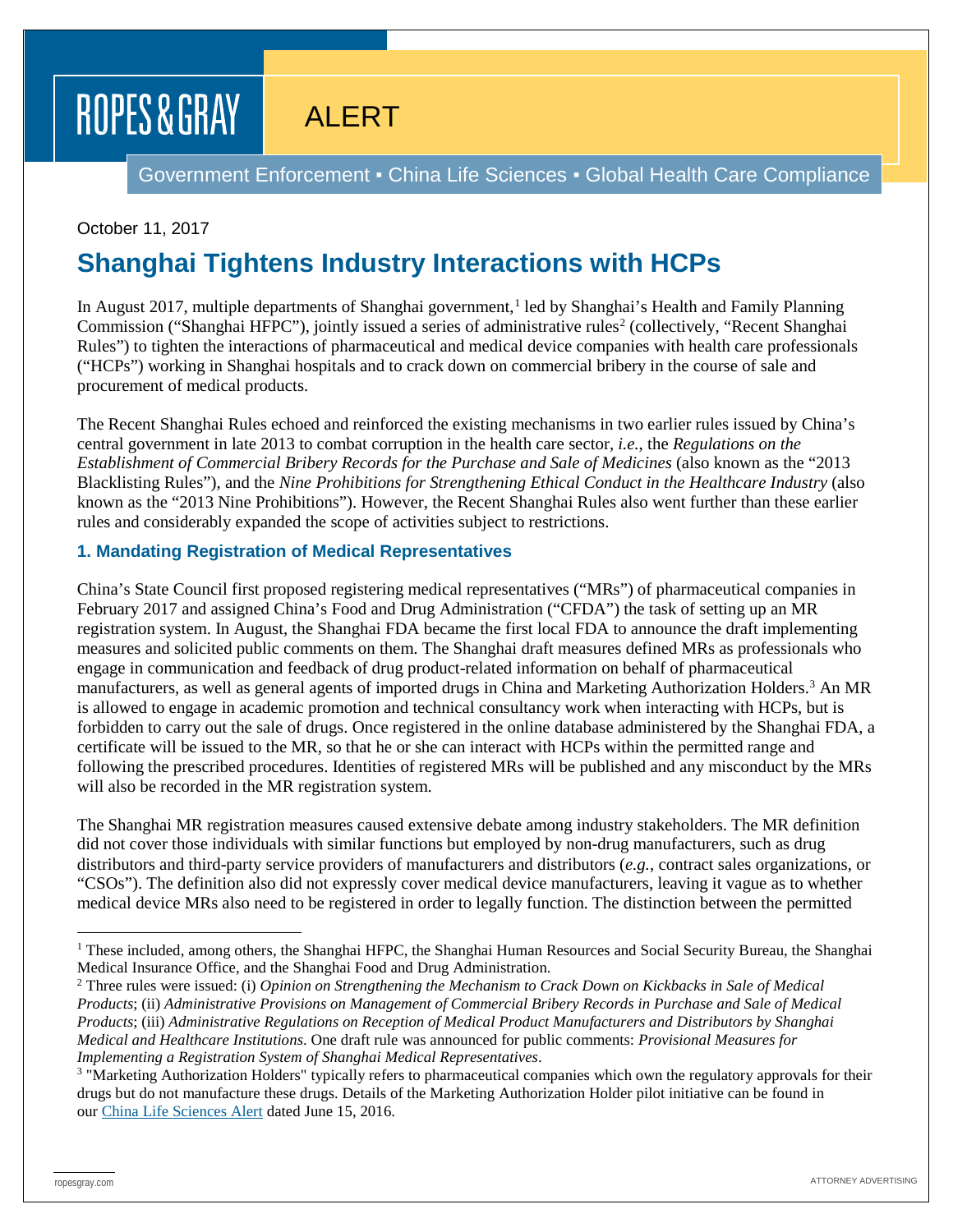ROPES & GRAY

ALERT

Government Enforcement ▪ China Life Sciences ▪ Global Health Care Compliance

October 11, 2017

# Shanghai Tightens Industry Interactions with HCPs

In August 2017, multiple departments of Shanghai government,[1] led by Shanghai's Health and Family Planning Commission ("Shanghai HFPC"), jointly issued a series of administrative rules[2] (collectively, "Recent Shanghai Rules") to tighten the interactions of pharmaceutical and medical device companies with health care professionals ("HCPs") working in Shanghai hospitals and to crack down on commercial bribery in the course of sale and procurement of medical products.

The Recent Shanghai Rules echoed and reinforced the existing mechanisms in two earlier rules issued by China's central government in late 2013 to combat corruption in the health care sector, *i.e.*, the *Regulations on the Establishment of Commercial Bribery Records for the Purchase and Sale of Medicines* (also known as the "2013 Blacklisting Rules"), and the *Nine Prohibitions for Strengthening Ethical Conduct in the Healthcare Industry* (also known as the "2013 Nine Prohibitions"). However, the Recent Shanghai Rules also went further than these earlier rules and considerably expanded the scope of activities subject to restrictions.

### 1. Mandating Registration of Medical Representatives

China's State Council first proposed registering medical representatives ("MRs") of pharmaceutical companies in February 2017 and assigned China's Food and Drug Administration ("CFDA") the task of setting up an MR registration system. In August, the Shanghai FDA became the first local FDA to announce the draft implementing measures and solicited public comments on them. The Shanghai draft measures defined MRs as professionals who engage in communication and feedback of drug product-related information on behalf of pharmaceutical manufacturers, as well as general agents of imported drugs in China and Marketing Authorization Holders.[3] An MR is allowed to engage in academic promotion and technical consultancy work when interacting with HCPs, but is forbidden to carry out the sale of drugs. Once registered in the online database administered by the Shanghai FDA, a certificate will be issued to the MR, so that he or she can interact with HCPs within the permitted range and following the prescribed procedures. Identities of registered MRs will be published and any misconduct by the MRs will also be recorded in the MR registration system.

The Shanghai MR registration measures caused extensive debate among industry stakeholders. The MR definition did not cover those individuals with similar functions but employed by non-drug manufacturers, such as drug distributors and third-party service providers of manufacturers and distributors (*e.g.*, contract sales organizations, or "CSOs"). The definition also did not expressly cover medical device manufacturers, leaving it vague as to whether medical device MRs also need to be registered in order to legally function. The distinction between the permitted

---

[1] These included, among others, the Shanghai HFPC, the Shanghai Human Resources and Social Security Bureau, the Shanghai Medical Insurance Office, and the Shanghai Food and Drug Administration.

[2] Three rules were issued: (i) *Opinion on Strengthening the Mechanism to Crack Down on Kickbacks in Sale of Medical Products*; (ii) *Administrative Provisions on Management of Commercial Bribery Records in Purchase and Sale of Medical Products*; (iii) *Administrative Regulations on Reception of Medical Product Manufacturers and Distributors by Shanghai Medical and Healthcare Institutions*. One draft rule was announced for public comments: *Provisional Measures for Implementing a Registration System of Shanghai Medical Representatives*.

[3] "Marketing Authorization Holders" typically refers to pharmaceutical companies which own the regulatory approvals for their drugs but do not manufacture these drugs. Details of the Marketing Authorization Holder pilot initiative can be found in our China Life Sciences Alert dated June 15, 2016.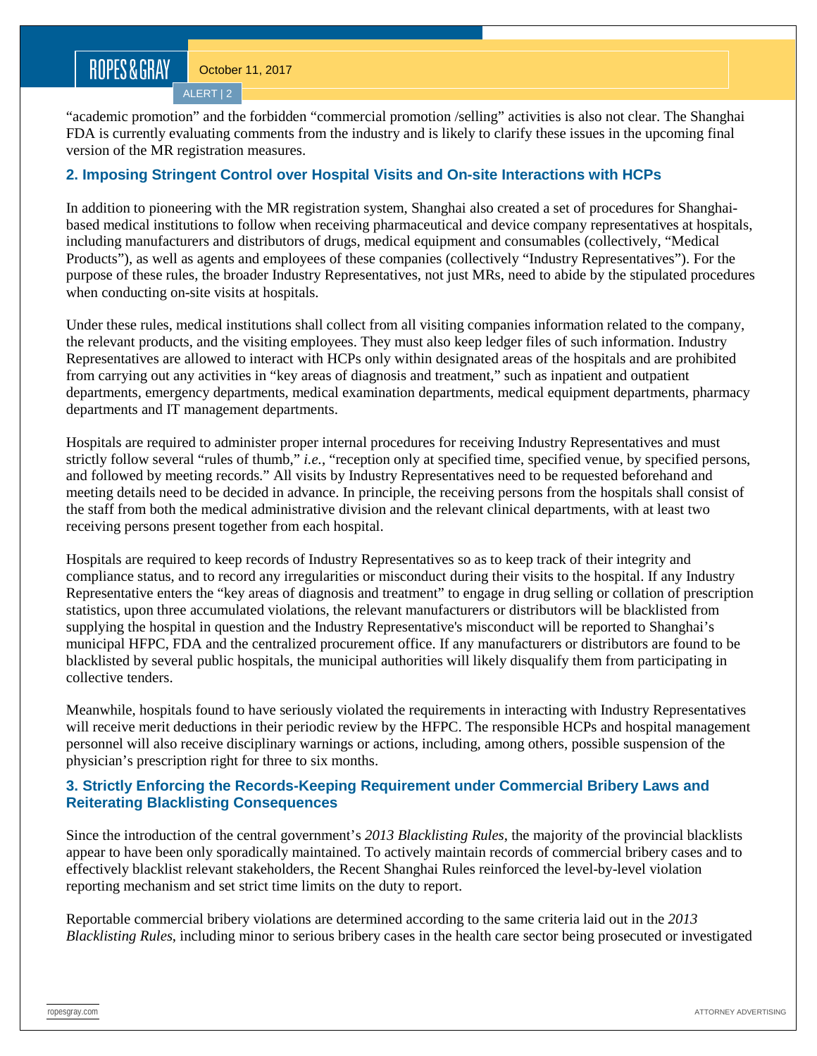"academic promotion" and the forbidden "commercial promotion /selling" activities is also not clear. The Shanghai FDA is currently evaluating comments from the industry and is likely to clarify these issues in the upcoming final version of the MR registration measures.

### 2. Imposing Stringent Control over Hospital Visits and On-site Interactions with HCPs

In addition to pioneering with the MR registration system, Shanghai also created a set of procedures for Shanghai-based medical institutions to follow when receiving pharmaceutical and device company representatives at hospitals, including manufacturers and distributors of drugs, medical equipment and consumables (collectively, "Medical Products"), as well as agents and employees of these companies (collectively "Industry Representatives"). For the purpose of these rules, the broader Industry Representatives, not just MRs, need to abide by the stipulated procedures when conducting on-site visits at hospitals.

Under these rules, medical institutions shall collect from all visiting companies information related to the company, the relevant products, and the visiting employees. They must also keep ledger files of such information. Industry Representatives are allowed to interact with HCPs only within designated areas of the hospitals and are prohibited from carrying out any activities in "key areas of diagnosis and treatment," such as inpatient and outpatient departments, emergency departments, medical examination departments, medical equipment departments, pharmacy departments and IT management departments.

Hospitals are required to administer proper internal procedures for receiving Industry Representatives and must strictly follow several "rules of thumb," *i.e.*, "reception only at specified time, specified venue, by specified persons, and followed by meeting records." All visits by Industry Representatives need to be requested beforehand and meeting details need to be decided in advance. In principle, the receiving persons from the hospitals shall consist of the staff from both the medical administrative division and the relevant clinical departments, with at least two receiving persons present together from each hospital.

Hospitals are required to keep records of Industry Representatives so as to keep track of their integrity and compliance status, and to record any irregularities or misconduct during their visits to the hospital. If any Industry Representative enters the "key areas of diagnosis and treatment" to engage in drug selling or collation of prescription statistics, upon three accumulated violations, the relevant manufacturers or distributors will be blacklisted from supplying the hospital in question and the Industry Representative's misconduct will be reported to Shanghai's municipal HFPC, FDA and the centralized procurement office. If any manufacturers or distributors are found to be blacklisted by several public hospitals, the municipal authorities will likely disqualify them from participating in collective tenders.

Meanwhile, hospitals found to have seriously violated the requirements in interacting with Industry Representatives will receive merit deductions in their periodic review by the HFPC. The responsible HCPs and hospital management personnel will also receive disciplinary warnings or actions, including, among others, possible suspension of the physician's prescription right for three to six months.

### 3. Strictly Enforcing the Records-Keeping Requirement under Commercial Bribery Laws and Reiterating Blacklisting Consequences

Since the introduction of the central government's *2013 Blacklisting Rules*, the majority of the provincial blacklists appear to have been only sporadically maintained. To actively maintain records of commercial bribery cases and to effectively blacklist relevant stakeholders, the Recent Shanghai Rules reinforced the level-by-level violation reporting mechanism and set strict time limits on the duty to report.

Reportable commercial bribery violations are determined according to the same criteria laid out in the *2013 Blacklisting Rules*, including minor to serious bribery cases in the health care sector being prosecuted or investigated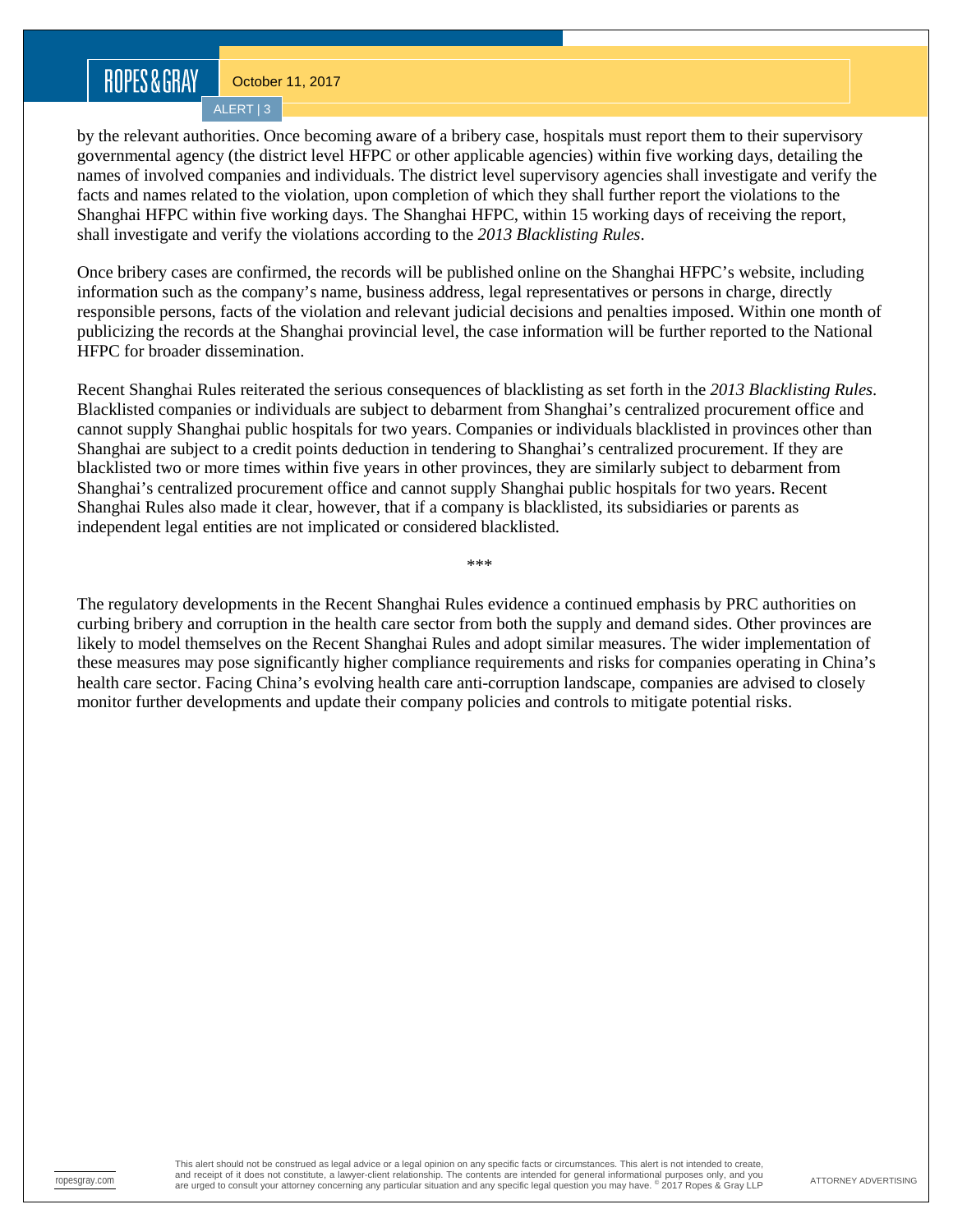by the relevant authorities. Once becoming aware of a bribery case, hospitals must report them to their supervisory governmental agency (the district level HFPC or other applicable agencies) within five working days, detailing the names of involved companies and individuals. The district level supervisory agencies shall investigate and verify the facts and names related to the violation, upon completion of which they shall further report the violations to the Shanghai HFPC within five working days. The Shanghai HFPC, within 15 working days of receiving the report, shall investigate and verify the violations according to the *2013 Blacklisting Rules*.

Once bribery cases are confirmed, the records will be published online on the Shanghai HFPC's website, including information such as the company's name, business address, legal representatives or persons in charge, directly responsible persons, facts of the violation and relevant judicial decisions and penalties imposed. Within one month of publicizing the records at the Shanghai provincial level, the case information will be further reported to the National HFPC for broader dissemination.

Recent Shanghai Rules reiterated the serious consequences of blacklisting as set forth in the *2013 Blacklisting Rules*. Blacklisted companies or individuals are subject to debarment from Shanghai's centralized procurement office and cannot supply Shanghai public hospitals for two years. Companies or individuals blacklisted in provinces other than Shanghai are subject to a credit points deduction in tendering to Shanghai's centralized procurement. If they are blacklisted two or more times within five years in other provinces, they are similarly subject to debarment from Shanghai's centralized procurement office and cannot supply Shanghai public hospitals for two years. Recent Shanghai Rules also made it clear, however, that if a company is blacklisted, its subsidiaries or parents as independent legal entities are not implicated or considered blacklisted.

***

The regulatory developments in the Recent Shanghai Rules evidence a continued emphasis by PRC authorities on curbing bribery and corruption in the health care sector from both the supply and demand sides. Other provinces are likely to model themselves on the Recent Shanghai Rules and adopt similar measures. The wider implementation of these measures may pose significantly higher compliance requirements and risks for companies operating in China's health care sector. Facing China's evolving health care anti-corruption landscape, companies are advised to closely monitor further developments and update their company policies and controls to mitigate potential risks.